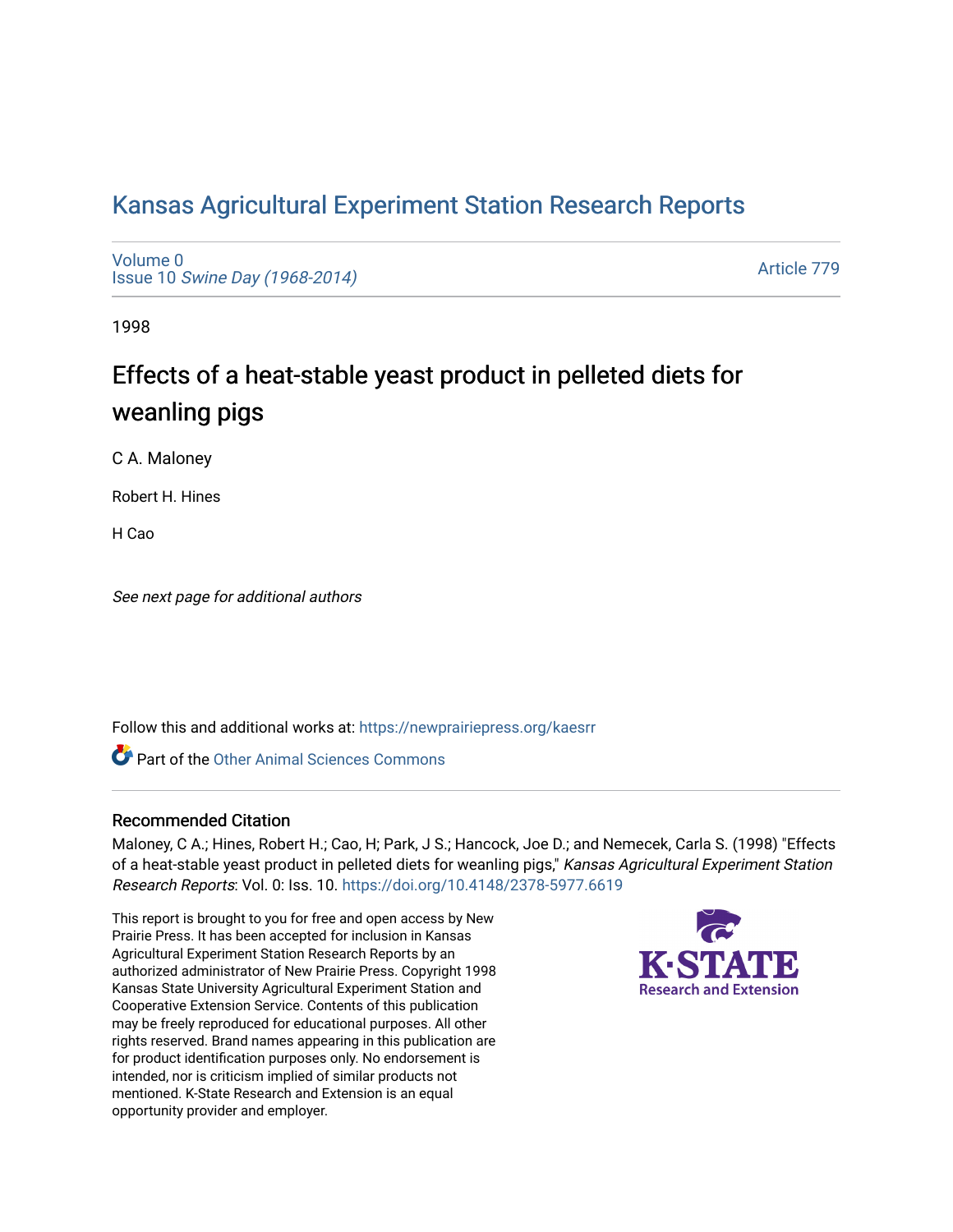# Kansas Agricultural Experiment Station Research Reports

Volume 0
Issue 10 *Swine Day (1968-2014)*

Article 779

1998

## Effects of a heat-stable yeast product in pelleted diets for weanling pigs

C A. Maloney

Robert H. Hines

H Cao

*See next page for additional authors*

Follow this and additional works at: https://newprairiepress.org/kaesrr

Part of the Other Animal Sciences Commons

### Recommended Citation

Maloney, C A.; Hines, Robert H.; Cao, H; Park, J S.; Hancock, Joe D.; and Nemecek, Carla S. (1998) "Effects of a heat-stable yeast product in pelleted diets for weanling pigs," *Kansas Agricultural Experiment Station Research Reports*: Vol. 0: Iss. 10. https://doi.org/10.4148/2378-5977.6619

This report is brought to you for free and open access by New Prairie Press. It has been accepted for inclusion in Kansas Agricultural Experiment Station Research Reports by an authorized administrator of New Prairie Press. Copyright 1998 Kansas State University Agricultural Experiment Station and Cooperative Extension Service. Contents of this publication may be freely reproduced for educational purposes. All other rights reserved. Brand names appearing in this publication are for product identification purposes only. No endorsement is intended, nor is criticism implied of similar products not mentioned. K-State Research and Extension is an equal opportunity provider and employer.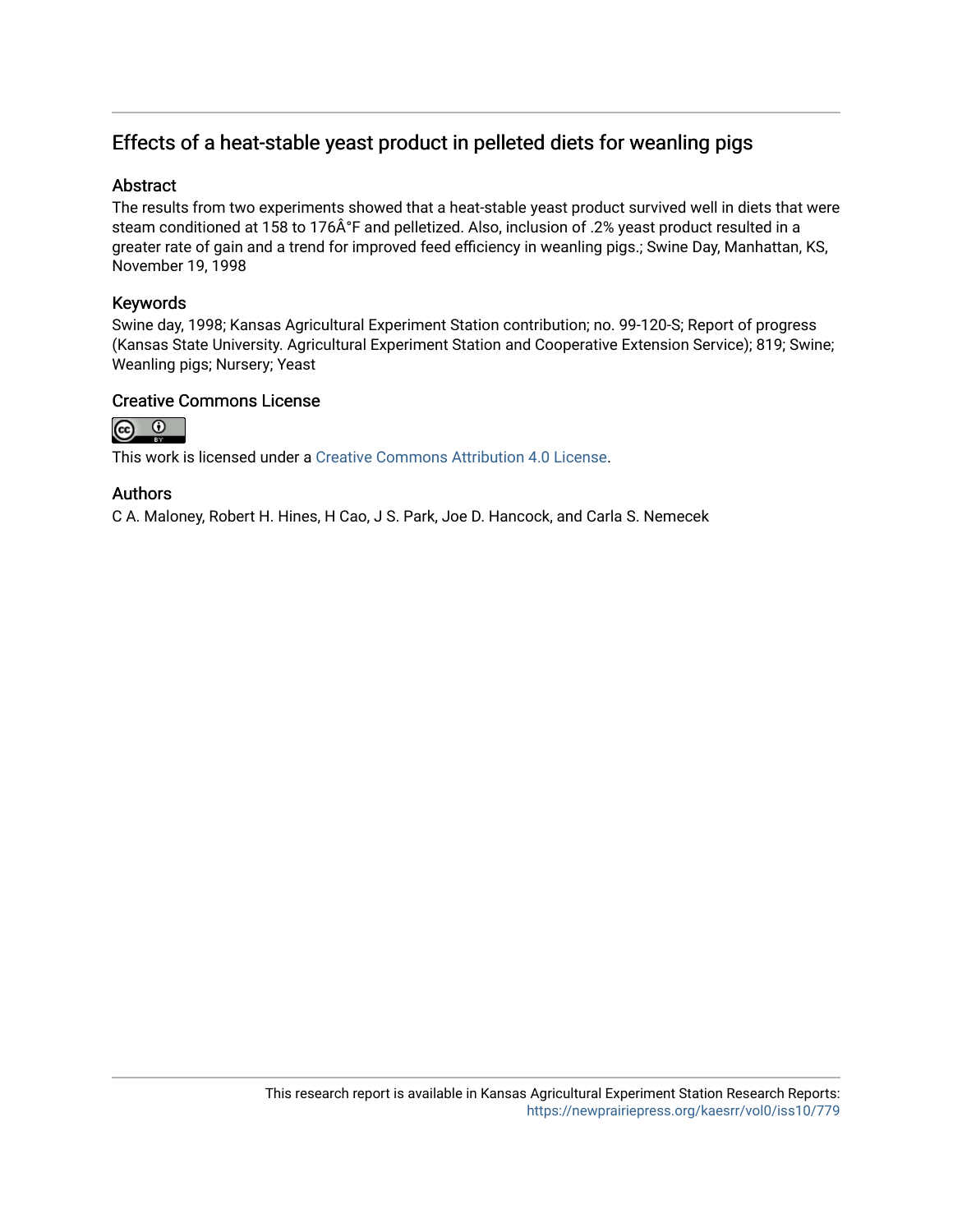## Effects of a heat-stable yeast product in pelleted diets for weanling pigs

### Abstract

The results from two experiments showed that a heat-stable yeast product survived well in diets that were steam conditioned at 158 to 176Â°F and pelletized. Also, inclusion of .2% yeast product resulted in a greater rate of gain and a trend for improved feed efficiency in weanling pigs.; Swine Day, Manhattan, KS, November 19, 1998

### Keywords

Swine day, 1998; Kansas Agricultural Experiment Station contribution; no. 99-120-S; Report of progress (Kansas State University. Agricultural Experiment Station and Cooperative Extension Service); 819; Swine; Weanling pigs; Nursery; Yeast

### Creative Commons License

This work is licensed under a Creative Commons Attribution 4.0 License.

### Authors

C A. Maloney, Robert H. Hines, H Cao, J S. Park, Joe D. Hancock, and Carla S. Nemecek

This research report is available in Kansas Agricultural Experiment Station Research Reports: https://newprairiepress.org/kaesrr/vol0/iss10/779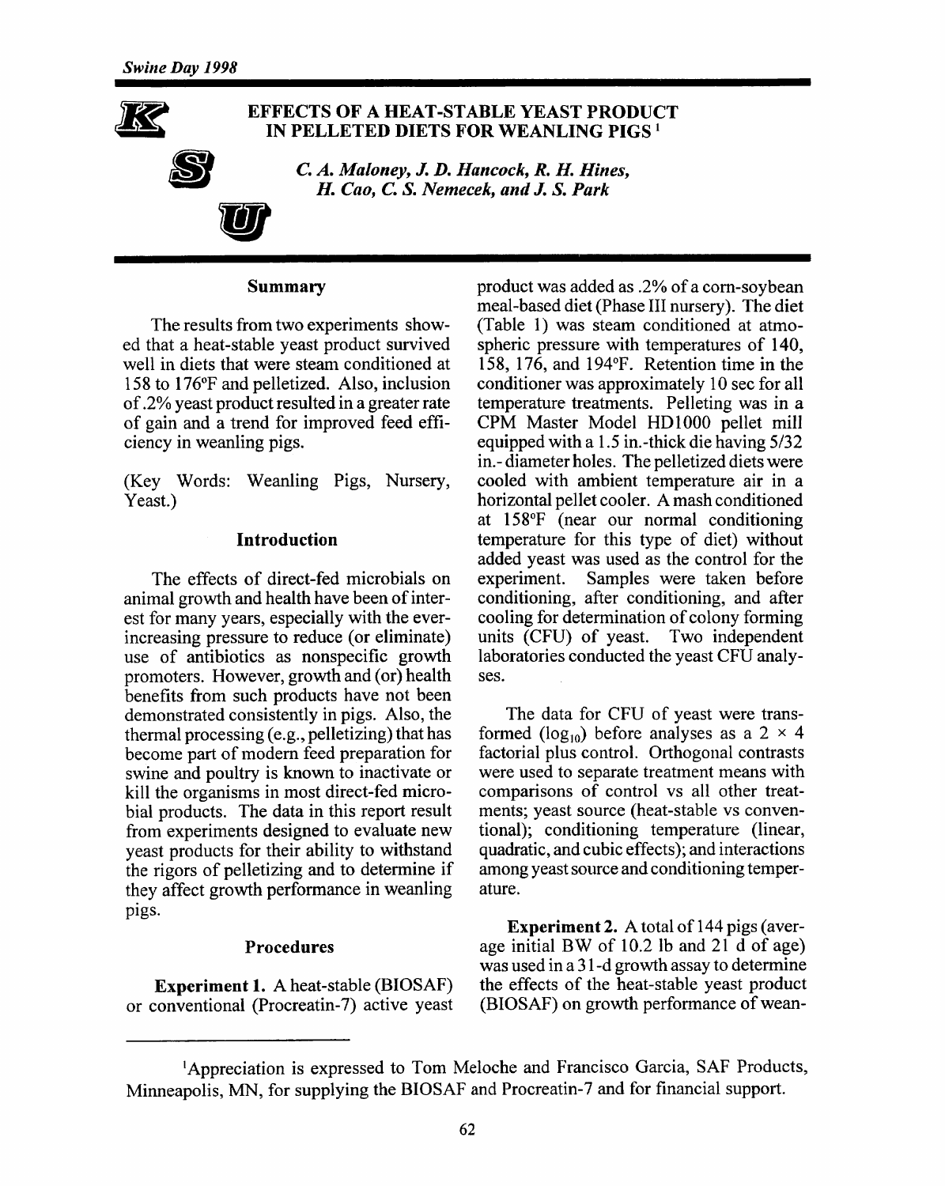# EFFECTS OF A HEAT-STABLE YEAST PRODUCT IN PELLETED DIETS FOR WEANLING PIGS [1]

*C. A. Maloney, J. D. Hancock, R. H. Hines, H. Cao, C. S. Nemecek, and J. S. Park*

## Summary

The results from two experiments showed that a heat-stable yeast product survived well in diets that were steam conditioned at 158 to 176°F and pelletized. Also, inclusion of .2% yeast product resulted in a greater rate of gain and a trend for improved feed efficiency in weanling pigs.

(Key Words: Weanling Pigs, Nursery, Yeast.)

## Introduction

The effects of direct-fed microbials on animal growth and health have been of interest for many years, especially with the ever-increasing pressure to reduce (or eliminate) use of antibiotics as nonspecific growth promoters. However, growth and (or) health benefits from such products have not been demonstrated consistently in pigs. Also, the thermal processing (e.g., pelletizing) that has become part of modern feed preparation for swine and poultry is known to inactivate or kill the organisms in most direct-fed microbial products. The data in this report result from experiments designed to evaluate new yeast products for their ability to withstand the rigors of pelletizing and to determine if they affect growth performance in weanling pigs.

## Procedures

**Experiment 1.** A heat-stable (BIOSAF) or conventional (Procreatin-7) active yeast product was added as .2% of a corn-soybean meal-based diet (Phase III nursery). The diet (Table 1) was steam conditioned at atmospheric pressure with temperatures of 140, 158, 176, and 194°F. Retention time in the conditioner was approximately 10 sec for all temperature treatments. Pelleting was in a CPM Master Model HD1000 pellet mill equipped with a 1.5 in.-thick die having 5/32 in.-diameter holes. The pelletized diets were cooled with ambient temperature air in a horizontal pellet cooler. A mash conditioned at 158°F (near our normal conditioning temperature for this type of diet) without added yeast was used as the control for the experiment. Samples were taken before conditioning, after conditioning, and after cooling for determination of colony forming units (CFU) of yeast. Two independent laboratories conducted the yeast CFU analyses.

The data for CFU of yeast were transformed ($\log_{10}$) before analyses as a $2 \times 4$ factorial plus control. Orthogonal contrasts were used to separate treatment means with comparisons of control vs all other treatments; yeast source (heat-stable vs conventional); conditioning temperature (linear, quadratic, and cubic effects); and interactions among yeast source and conditioning temperature.

**Experiment 2.** A total of 144 pigs (average initial BW of 10.2 lb and 21 d of age) was used in a 31-d growth assay to determine the effects of the heat-stable yeast product (BIOSAF) on growth performance of wean-

[1] Appreciation is expressed to Tom Meloche and Francisco Garcia, SAF Products, Minneapolis, MN, for supplying the BIOSAF and Procreatin-7 and for financial support.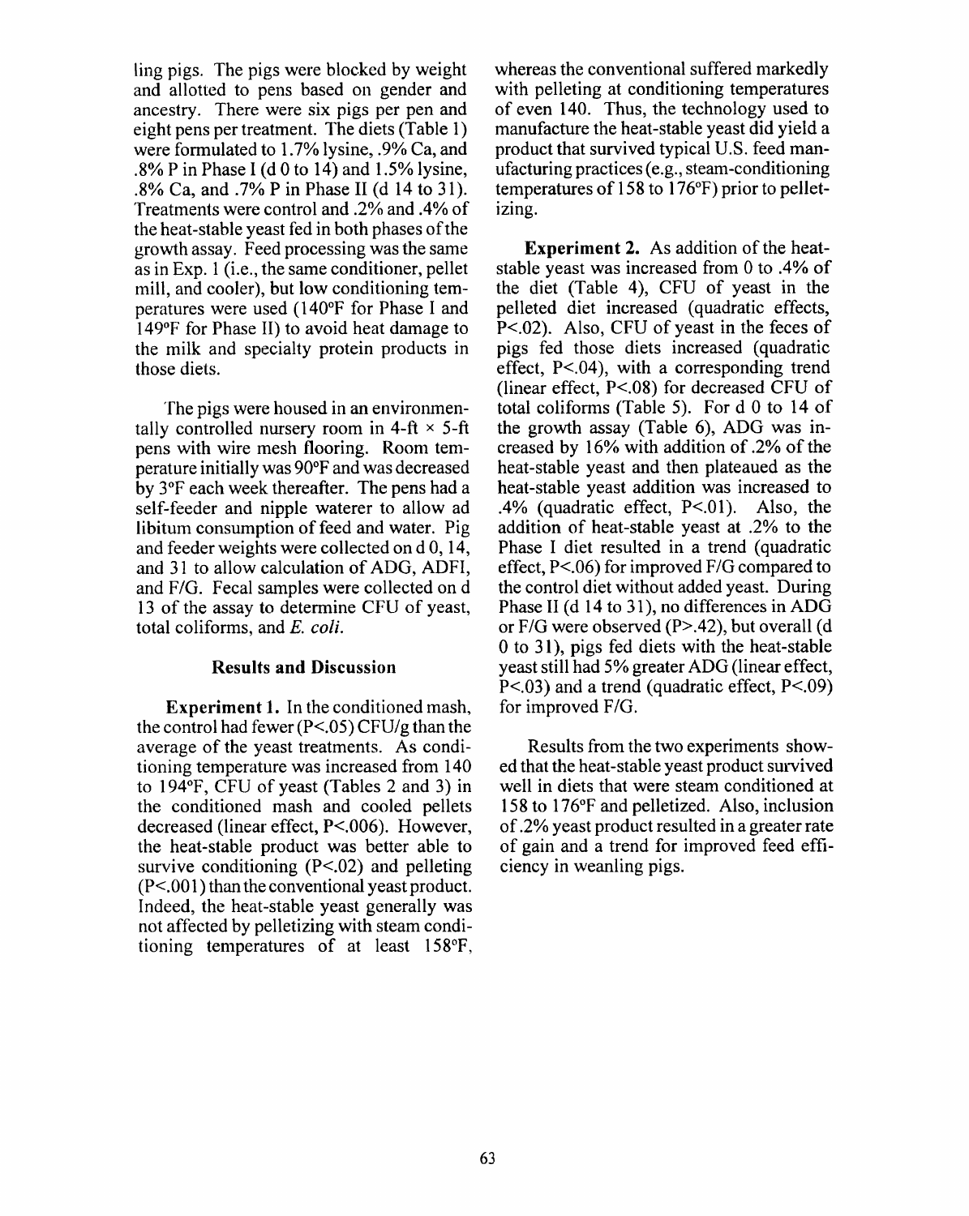ling pigs. The pigs were blocked by weight and allotted to pens based on gender and ancestry. There were six pigs per pen and eight pens per treatment. The diets (Table 1) were formulated to 1.7% lysine, .9% Ca, and .8% P in Phase I (d 0 to 14) and 1.5% lysine, .8% Ca, and .7% P in Phase II (d 14 to 31). Treatments were control and .2% and .4% of the heat-stable yeast fed in both phases of the growth assay. Feed processing was the same as in Exp. 1 (i.e., the same conditioner, pellet mill, and cooler), but low conditioning temperatures were used (140°F for Phase I and 149°F for Phase II) to avoid heat damage to the milk and specialty protein products in those diets.

The pigs were housed in an environmentally controlled nursery room in 4-ft × 5-ft pens with wire mesh flooring. Room temperature initially was 90°F and was decreased by 3°F each week thereafter. The pens had a self-feeder and nipple waterer to allow ad libitum consumption of feed and water. Pig and feeder weights were collected on d 0, 14, and 31 to allow calculation of ADG, ADFI, and F/G. Fecal samples were collected on d 13 of the assay to determine CFU of yeast, total coliforms, and *E. coli*.

## Results and Discussion

**Experiment 1.** In the conditioned mash, the control had fewer ($P<.05$) CFU/g than the average of the yeast treatments. As conditioning temperature was increased from 140 to 194°F, CFU of yeast (Tables 2 and 3) in the conditioned mash and cooled pellets decreased (linear effect, $P<.006$). However, the heat-stable product was better able to survive conditioning ($P<.02$) and pelleting ($P<.001$) than the conventional yeast product. Indeed, the heat-stable yeast generally was not affected by pelletizing with steam conditioning temperatures of at least 158°F, whereas the conventional suffered markedly with pelleting at conditioning temperatures of even 140. Thus, the technology used to manufacture the heat-stable yeast did yield a product that survived typical U.S. feed manufacturing practices (e.g., steam-conditioning temperatures of 158 to 176°F) prior to pelletizing.

**Experiment 2.** As addition of the heat-stable yeast was increased from 0 to .4% of the diet (Table 4), CFU of yeast in the pelleted diet increased (quadratic effects, $P<.02$). Also, CFU of yeast in the feces of pigs fed those diets increased (quadratic effect, $P<.04$), with a corresponding trend (linear effect, $P<.08$) for decreased CFU of total coliforms (Table 5). For d 0 to 14 of the growth assay (Table 6), ADG was increased by 16% with addition of .2% of the heat-stable yeast and then plateaued as the heat-stable yeast addition was increased to .4% (quadratic effect, $P<.01$). Also, the addition of heat-stable yeast at .2% to the Phase I diet resulted in a trend (quadratic effect, $P<.06$) for improved F/G compared to the control diet without added yeast. During Phase II (d 14 to 31), no differences in ADG or F/G were observed ($P>.42$), but overall (d 0 to 31), pigs fed diets with the heat-stable yeast still had 5% greater ADG (linear effect, $P<.03$) and a trend (quadratic effect, $P<.09$) for improved F/G.

Results from the two experiments showed that the heat-stable yeast product survived well in diets that were steam conditioned at 158 to 176°F and pelletized. Also, inclusion of .2% yeast product resulted in a greater rate of gain and a trend for improved feed efficiency in weanling pigs.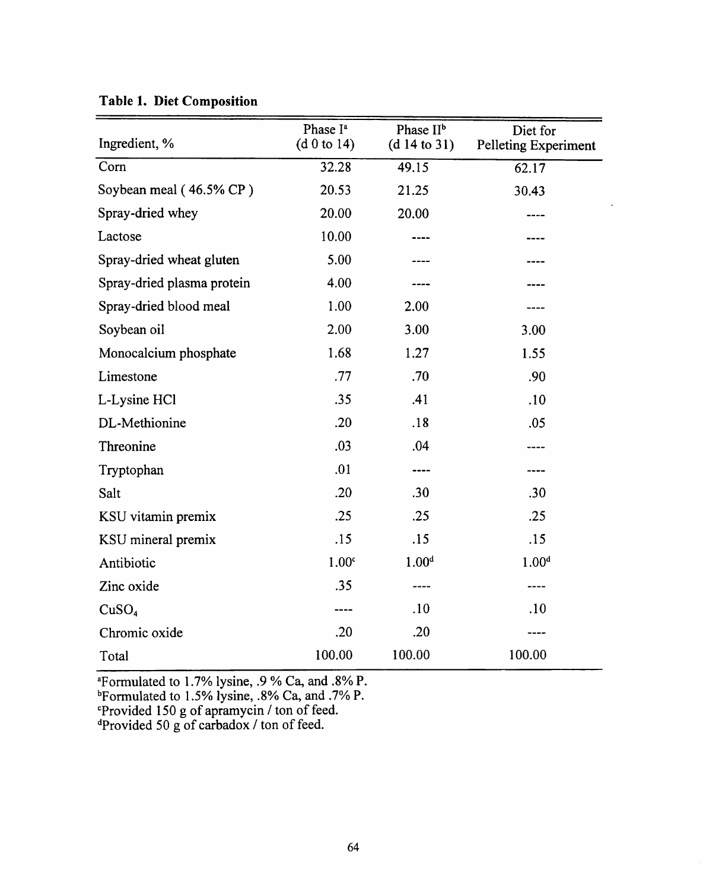**Table 1. Diet Composition**

| Ingredient, % | Phase I[a] (d 0 to 14) | Phase II[b] (d 14 to 31) | Diet for Pelleting Experiment |
|---|---|---|---|
| Corn | 32.28 | 49.15 | 62.17 |
| Soybean meal ( 46.5% CP ) | 20.53 | 21.25 | 30.43 |
| Spray-dried whey | 20.00 | 20.00 | ---- |
| Lactose | 10.00 | ---- | ---- |
| Spray-dried wheat gluten | 5.00 | ---- | ---- |
| Spray-dried plasma protein | 4.00 | ---- | ---- |
| Spray-dried blood meal | 1.00 | 2.00 | ---- |
| Soybean oil | 2.00 | 3.00 | 3.00 |
| Monocalcium phosphate | 1.68 | 1.27 | 1.55 |
| Limestone | .77 | .70 | .90 |
| L-Lysine HCl | .35 | .41 | .10 |
| DL-Methionine | .20 | .18 | .05 |
| Threonine | .03 | .04 | ---- |
| Tryptophan | .01 | ---- | ---- |
| Salt | .20 | .30 | .30 |
| KSU vitamin premix | .25 | .25 | .25 |
| KSU mineral premix | .15 | .15 | .15 |
| Antibiotic | 1.00[c] | 1.00[d] | 1.00[d] |
| Zinc oxide | .35 | ---- | ---- |
| $CuSO_4$ | ---- | .10 | .10 |
| Chromic oxide | .20 | .20 | ---- |
| Total | 100.00 | 100.00 | 100.00 |

[a]Formulated to 1.7% lysine, .9 % Ca, and .8% P.
[b]Formulated to 1.5% lysine, .8% Ca, and .7% P.
[c]Provided 150 g of apramycin / ton of feed.
[d]Provided 50 g of carbadox / ton of feed.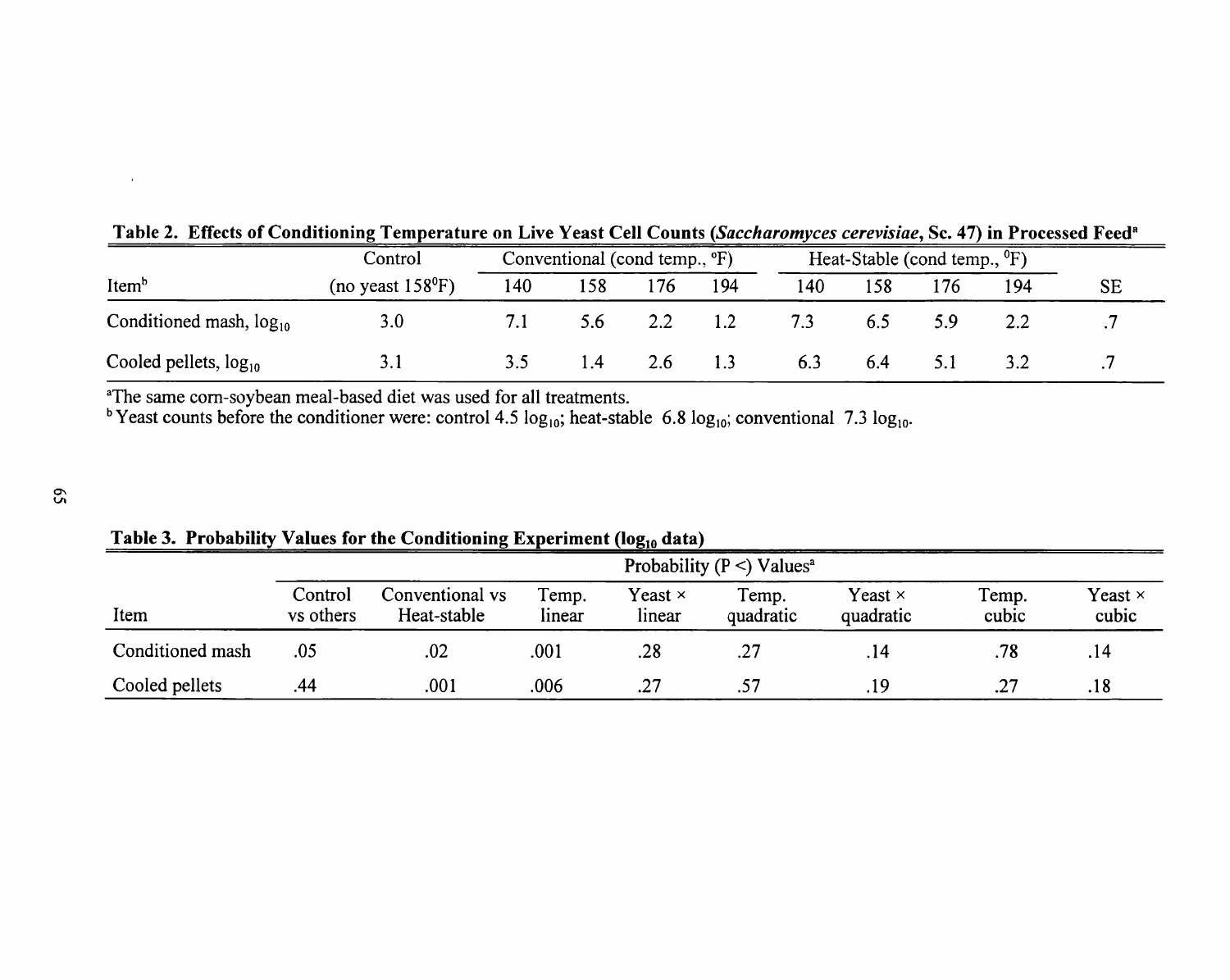**Table 2. Effects of Conditioning Temperature on Live Yeast Cell Counts (*Saccharomyces cerevisiae*, Sc. 47) in Processed Feed[a]**

| Item[b] | Control (no yeast 158°F) | Conventional (cond temp., °F) 140 | 158 | 176 | 194 | Heat-Stable (cond temp., °F) 140 | 158 | 176 | 194 | SE |
|---|---|---|---|---|---|---|---|---|---|---|
| Conditioned mash, $\log_{10}$ | 3.0 | 7.1 | 5.6 | 2.2 | 1.2 | 7.3 | 6.5 | 5.9 | 2.2 | .7 |
| Cooled pellets, $\log_{10}$ | 3.1 | 3.5 | 1.4 | 2.6 | 1.3 | 6.3 | 6.4 | 5.1 | 3.2 | .7 |

[a]The same corn-soybean meal-based diet was used for all treatments.
[b]Yeast counts before the conditioner were: control 4.5 $\log_{10}$; heat-stable 6.8 $\log_{10}$; conventional 7.3 $\log_{10}$.

**Table 3. Probability Values for the Conditioning Experiment ($\log_{10}$ data)**

| Item | Control vs others | Conventional vs Heat-stable | Temp. linear | Yeast × linear | Temp. quadratic | Yeast × quadratic | Temp. cubic | Yeast × cubic |
|---|---|---|---|---|---|---|---|---|
| | Probability (P <) Values[a] | | | | | | | |
| Conditioned mash | .05 | .02 | .001 | .28 | .27 | .14 | .78 | .14 |
| Cooled pellets | .44 | .001 | .006 | .27 | .57 | .19 | .27 | .18 |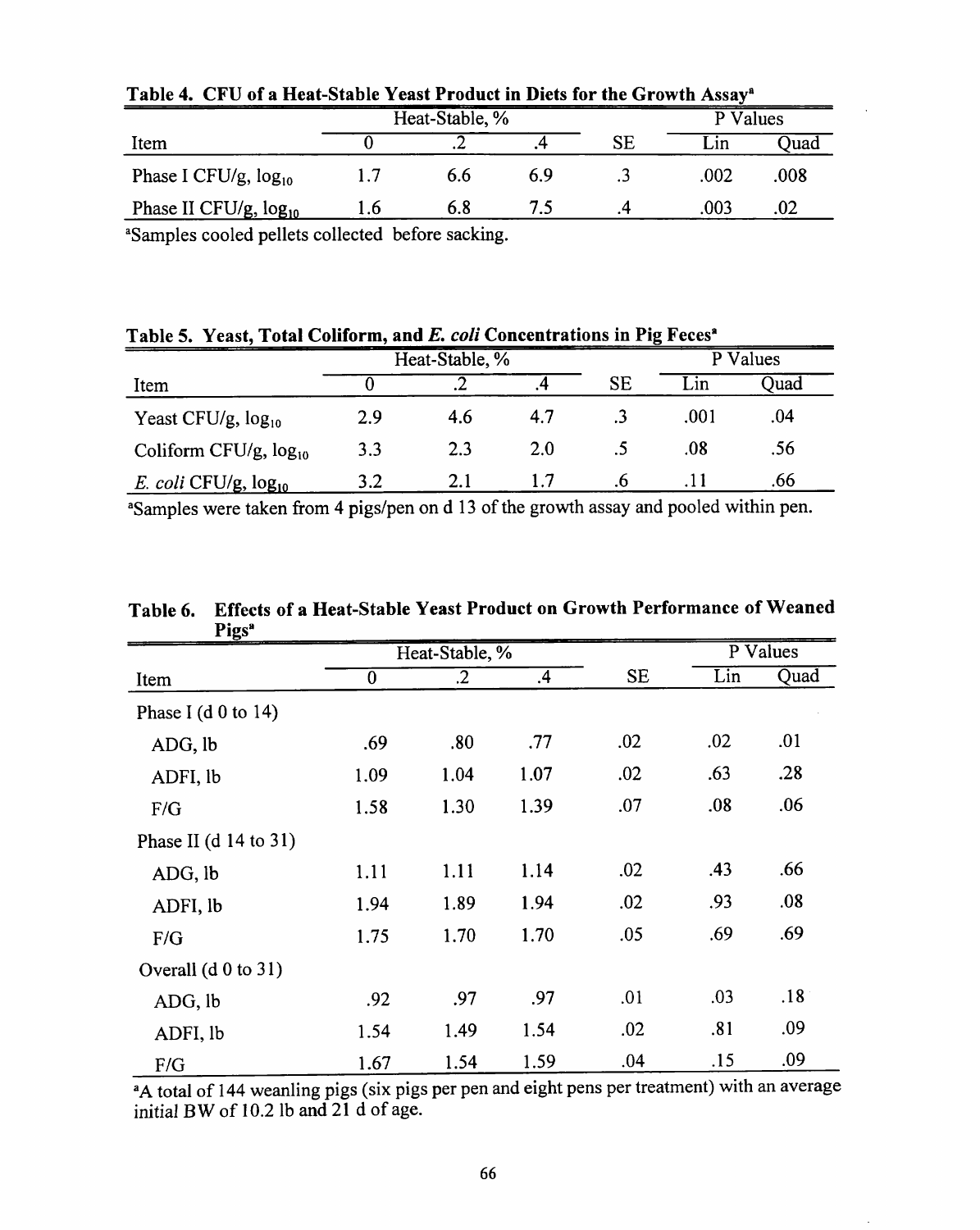**Table 4. CFU of a Heat-Stable Yeast Product in Diets for the Growth Assay[a]**

| | Heat-Stable, % | | | | P Values | |
|---|---|---|---|---|---|---|
| Item | 0 | .2 | .4 | SE | Lin | Quad |
| Phase I CFU/g, $\log_{10}$ | 1.7 | 6.6 | 6.9 | .3 | .002 | .008 |
| Phase II CFU/g, $\log_{10}$ | 1.6 | 6.8 | 7.5 | .4 | .003 | .02 |

[a]Samples cooled pellets collected before sacking.

**Table 5. Yeast, Total Coliform, and *E. coli* Concentrations in Pig Feces[a]**

| | Heat-Stable, % | | | | P Values | |
|---|---|---|---|---|---|---|
| Item | 0 | .2 | .4 | SE | Lin | Quad |
| Yeast CFU/g, $\log_{10}$ | 2.9 | 4.6 | 4.7 | .3 | .001 | .04 |
| Coliform CFU/g, $\log_{10}$ | 3.3 | 2.3 | 2.0 | .5 | .08 | .56 |
| *E. coli* CFU/g, $\log_{10}$ | 3.2 | 2.1 | 1.7 | .6 | .11 | .66 |

[a]Samples were taken from 4 pigs/pen on d 13 of the growth assay and pooled within pen.

**Table 6. Effects of a Heat-Stable Yeast Product on Growth Performance of Weaned Pigs[a]**

| | Heat-Stable, % | | | | P Values | |
|---|---|---|---|---|---|---|
| Item | 0 | .2 | .4 | SE | Lin | Quad |
| Phase I (d 0 to 14) | | | | | | |
| ADG, lb | .69 | .80 | .77 | .02 | .02 | .01 |
| ADFI, lb | 1.09 | 1.04 | 1.07 | .02 | .63 | .28 |
| F/G | 1.58 | 1.30 | 1.39 | .07 | .08 | .06 |
| Phase II (d 14 to 31) | | | | | | |
| ADG, lb | 1.11 | 1.11 | 1.14 | .02 | .43 | .66 |
| ADFI, lb | 1.94 | 1.89 | 1.94 | .02 | .93 | .08 |
| F/G | 1.75 | 1.70 | 1.70 | .05 | .69 | .69 |
| Overall (d 0 to 31) | | | | | | |
| ADG, lb | .92 | .97 | .97 | .01 | .03 | .18 |
| ADFI, lb | 1.54 | 1.49 | 1.54 | .02 | .81 | .09 |
| F/G | 1.67 | 1.54 | 1.59 | .04 | .15 | .09 |

[a]A total of 144 weanling pigs (six pigs per pen and eight pens per treatment) with an average initial BW of 10.2 lb and 21 d of age.